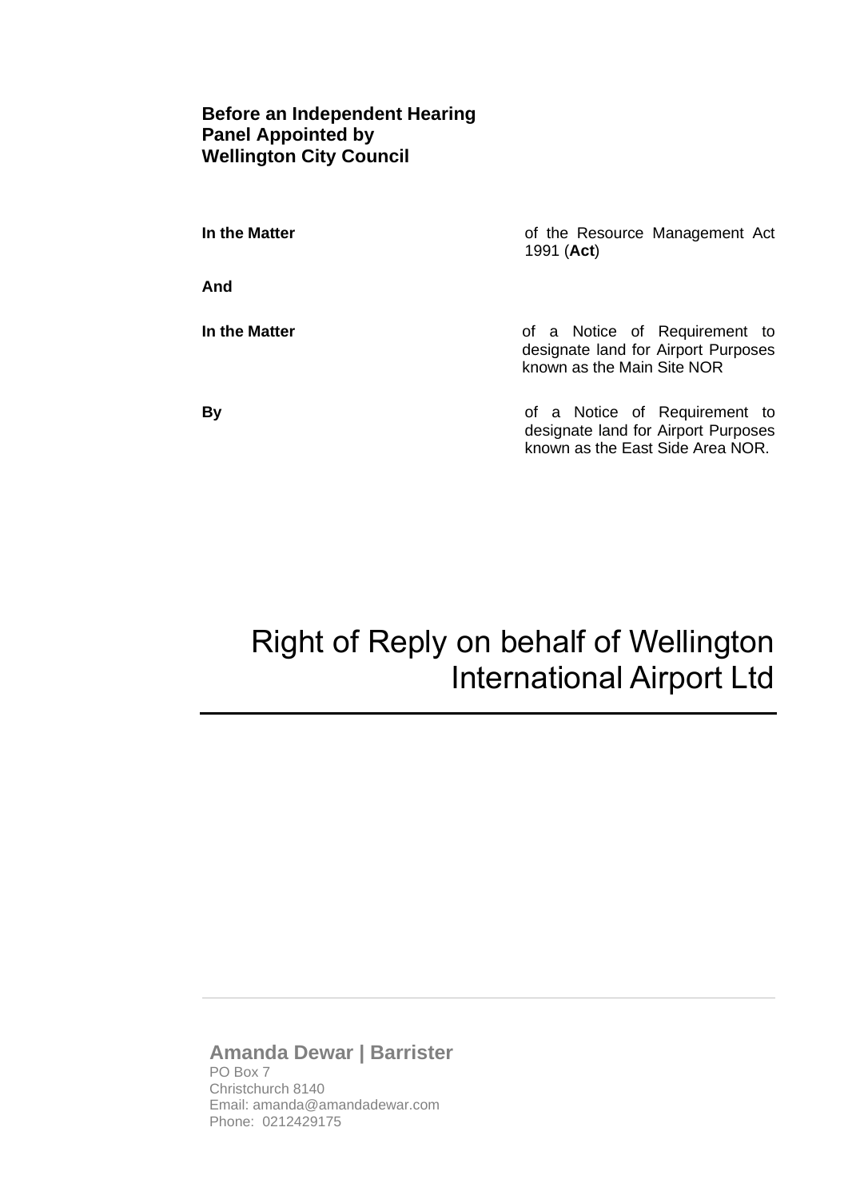**Before an Independent Hearing Panel Appointed by Wellington City Council**

| | |
|---|---|
| **In the Matter** | of the Resource Management Act 1991 (**Act**) |
| **And** | |
| **In the Matter** | of a Notice of Requirement to designate land for Airport Purposes known as the Main Site NOR |
| **By** | of a Notice of Requirement to designate land for Airport Purposes known as the East Side Area NOR. |

# Right of Reply on behalf of Wellington International Airport Ltd

---

**Amanda Dewar | Barrister**
PO Box 7
Christchurch 8140
Email: amanda@amandadewar.com
Phone: 0212429175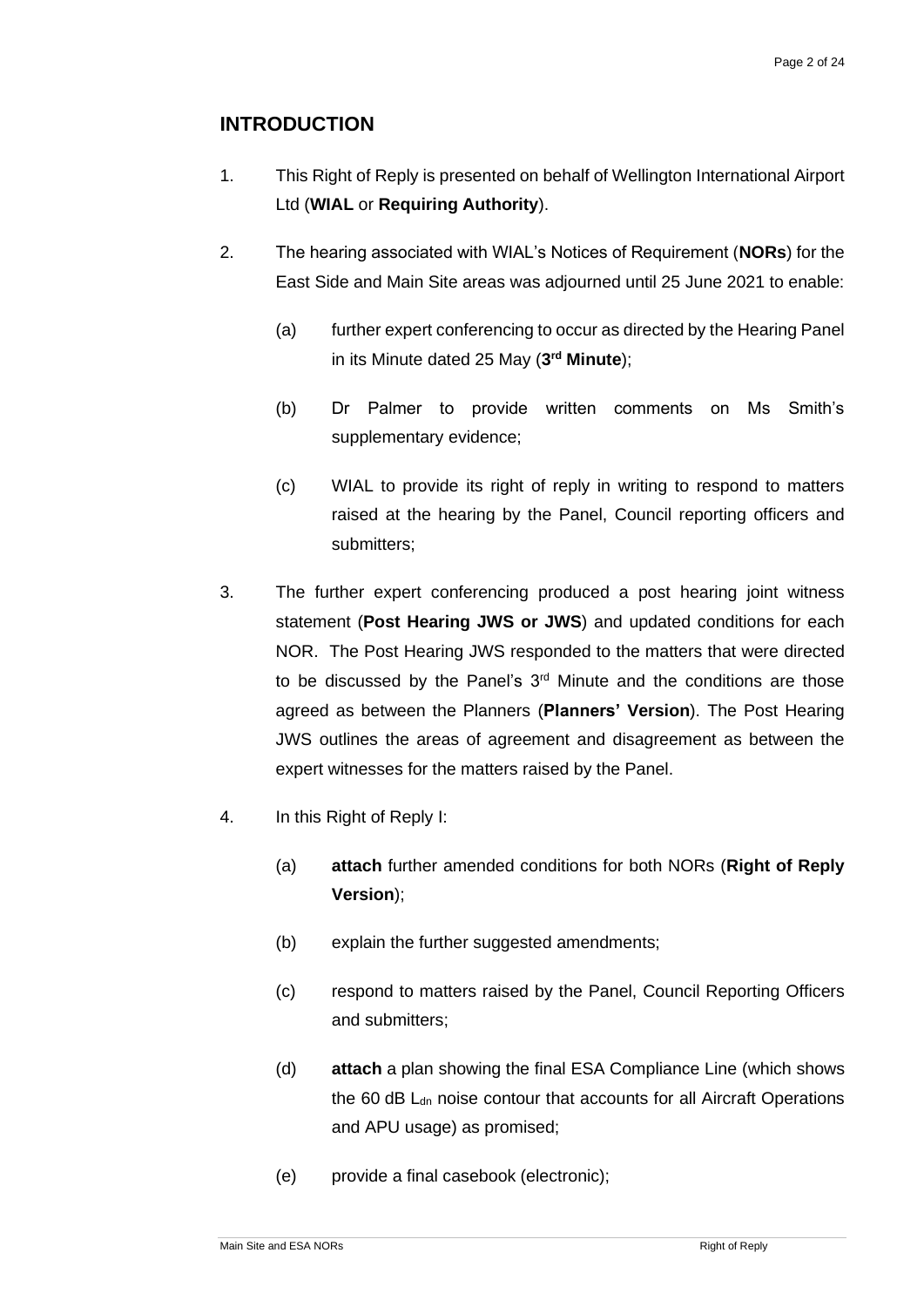## INTRODUCTION

1. This Right of Reply is presented on behalf of Wellington International Airport Ltd (**WIAL** or **Requiring Authority**).

2. The hearing associated with WIAL's Notices of Requirement (**NORs**) for the East Side and Main Site areas was adjourned until 25 June 2021 to enable:

   (a) further expert conferencing to occur as directed by the Hearing Panel in its Minute dated 25 May (**3rd Minute**);

   (b) Dr Palmer to provide written comments on Ms Smith's supplementary evidence;

   (c) WIAL to provide its right of reply in writing to respond to matters raised at the hearing by the Panel, Council reporting officers and submitters;

3. The further expert conferencing produced a post hearing joint witness statement (**Post Hearing JWS or JWS**) and updated conditions for each NOR. The Post Hearing JWS responded to the matters that were directed to be discussed by the Panel's 3rd Minute and the conditions are those agreed as between the Planners (**Planners' Version**). The Post Hearing JWS outlines the areas of agreement and disagreement as between the expert witnesses for the matters raised by the Panel.

4. In this Right of Reply I:

   (a) **attach** further amended conditions for both NORs (**Right of Reply Version**);

   (b) explain the further suggested amendments;

   (c) respond to matters raised by the Panel, Council Reporting Officers and submitters;

   (d) **attach** a plan showing the final ESA Compliance Line (which shows the 60 dB $L_{dn}$ noise contour that accounts for all Aircraft Operations and APU usage) as promised;

   (e) provide a final casebook (electronic);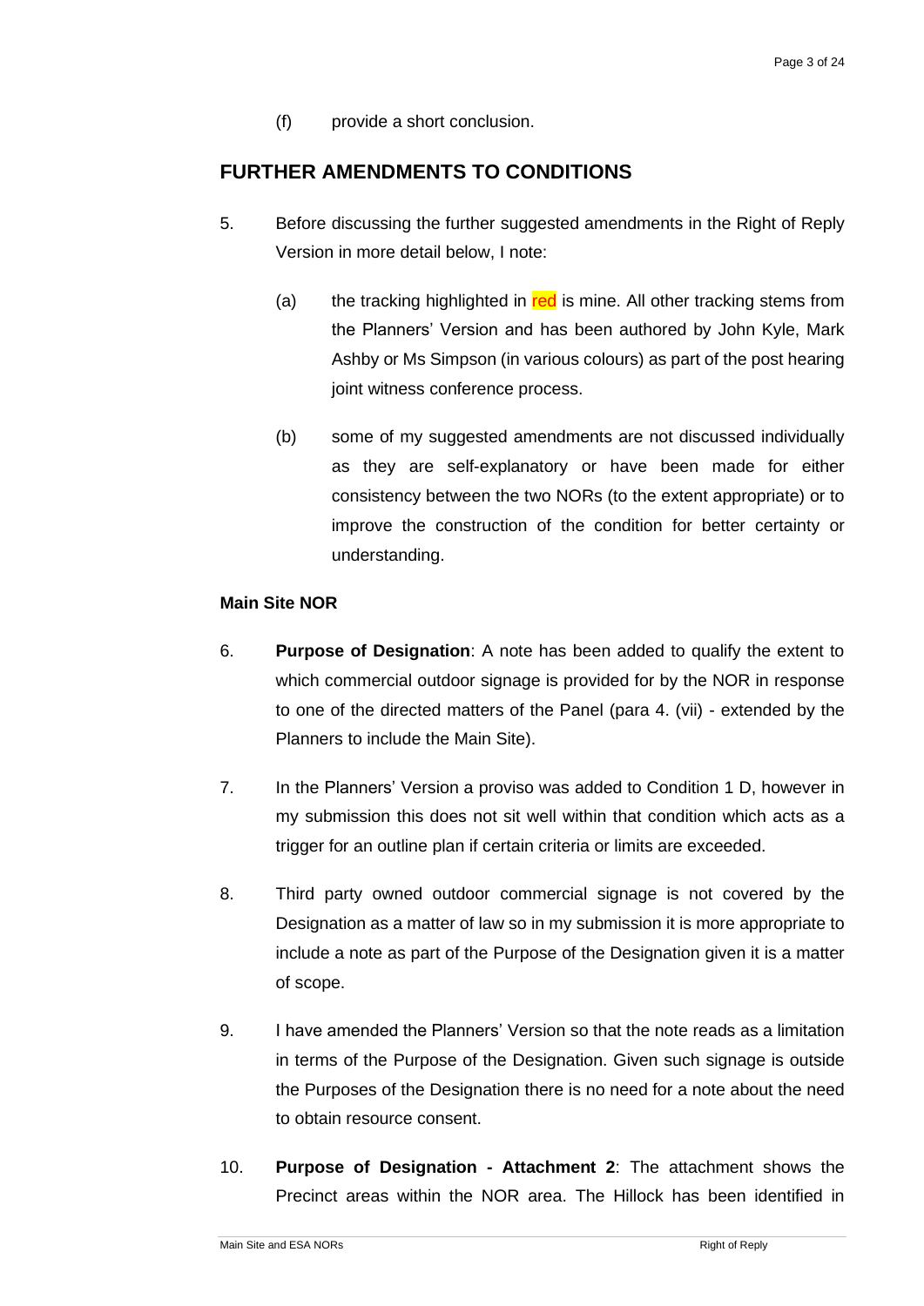(f) provide a short conclusion.

## FURTHER AMENDMENTS TO CONDITIONS

5. Before discussing the further suggested amendments in the Right of Reply Version in more detail below, I note:

   (a) the tracking highlighted in red is mine. All other tracking stems from the Planners' Version and has been authored by John Kyle, Mark Ashby or Ms Simpson (in various colours) as part of the post hearing joint witness conference process.

   (b) some of my suggested amendments are not discussed individually as they are self-explanatory or have been made for either consistency between the two NORs (to the extent appropriate) or to improve the construction of the condition for better certainty or understanding.

**Main Site NOR**

6. **Purpose of Designation**: A note has been added to qualify the extent to which commercial outdoor signage is provided for by the NOR in response to one of the directed matters of the Panel (para 4. (vii) - extended by the Planners to include the Main Site).

7. In the Planners' Version a proviso was added to Condition 1 D, however in my submission this does not sit well within that condition which acts as a trigger for an outline plan if certain criteria or limits are exceeded.

8. Third party owned outdoor commercial signage is not covered by the Designation as a matter of law so in my submission it is more appropriate to include a note as part of the Purpose of the Designation given it is a matter of scope.

9. I have amended the Planners' Version so that the note reads as a limitation in terms of the Purpose of the Designation. Given such signage is outside the Purposes of the Designation there is no need for a note about the need to obtain resource consent.

10. **Purpose of Designation - Attachment 2**: The attachment shows the Precinct areas within the NOR area. The Hillock has been identified in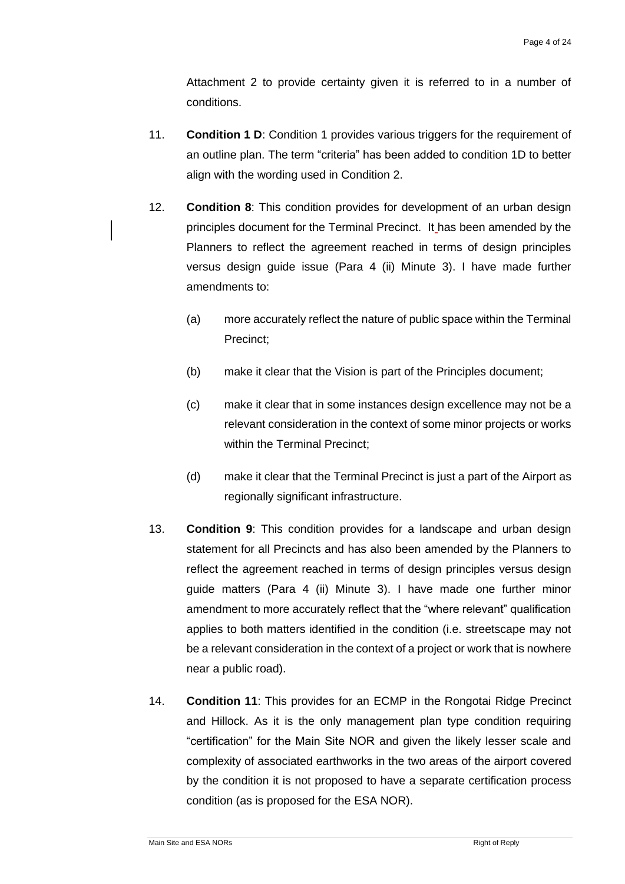Attachment 2 to provide certainty given it is referred to in a number of conditions.

11. **Condition 1 D**: Condition 1 provides various triggers for the requirement of an outline plan. The term "criteria" has been added to condition 1D to better align with the wording used in Condition 2.

12. **Condition 8**: This condition provides for development of an urban design principles document for the Terminal Precinct. It has been amended by the Planners to reflect the agreement reached in terms of design principles versus design guide issue (Para 4 (ii) Minute 3). I have made further amendments to:

    (a) more accurately reflect the nature of public space within the Terminal Precinct;

    (b) make it clear that the Vision is part of the Principles document;

    (c) make it clear that in some instances design excellence may not be a relevant consideration in the context of some minor projects or works within the Terminal Precinct;

    (d) make it clear that the Terminal Precinct is just a part of the Airport as regionally significant infrastructure.

13. **Condition 9**: This condition provides for a landscape and urban design statement for all Precincts and has also been amended by the Planners to reflect the agreement reached in terms of design principles versus design guide matters (Para 4 (ii) Minute 3). I have made one further minor amendment to more accurately reflect that the "where relevant" qualification applies to both matters identified in the condition (i.e. streetscape may not be a relevant consideration in the context of a project or work that is nowhere near a public road).

14. **Condition 11**: This provides for an ECMP in the Rongotai Ridge Precinct and Hillock. As it is the only management plan type condition requiring "certification" for the Main Site NOR and given the likely lesser scale and complexity of associated earthworks in the two areas of the airport covered by the condition it is not proposed to have a separate certification process condition (as is proposed for the ESA NOR).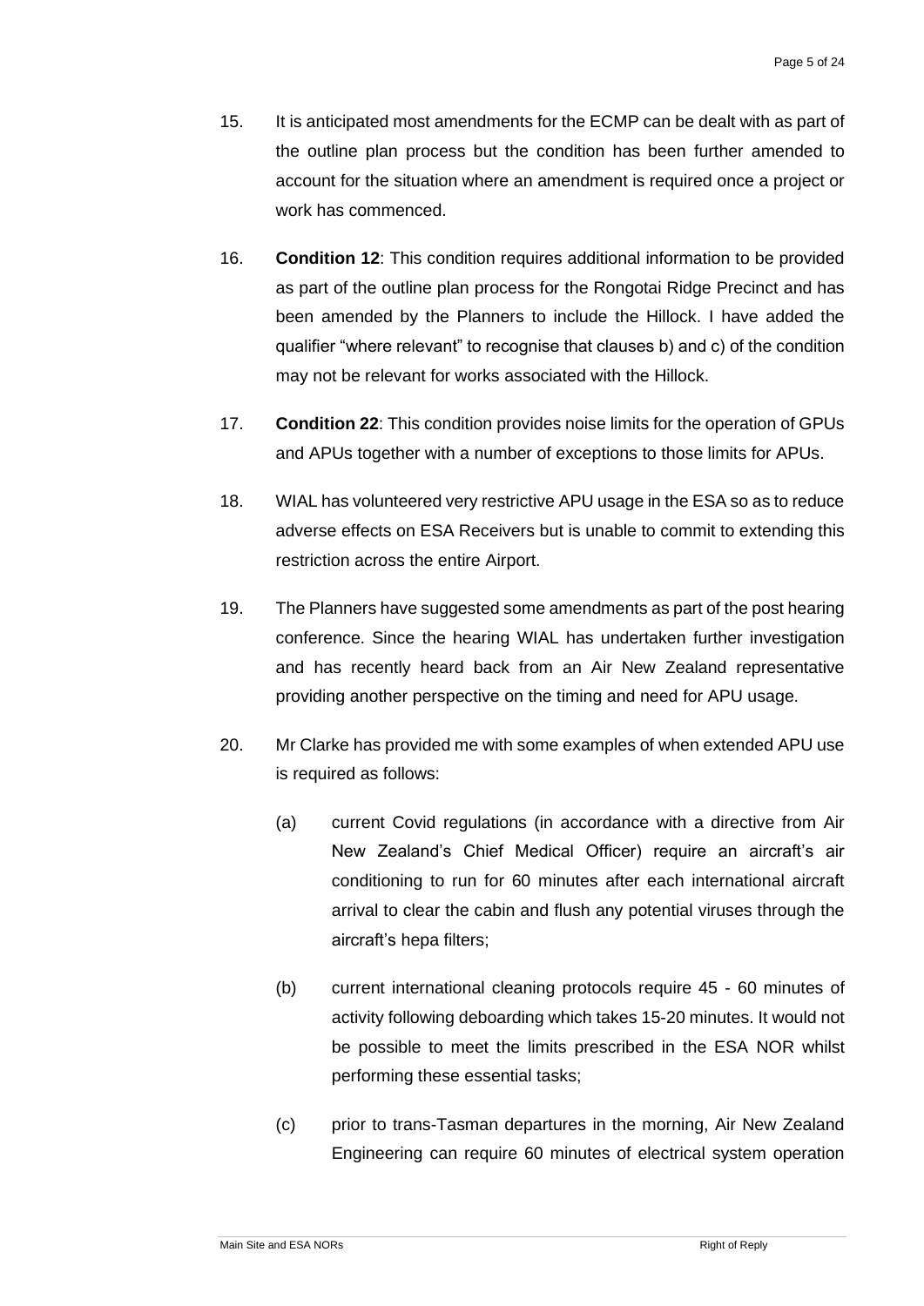15. It is anticipated most amendments for the ECMP can be dealt with as part of the outline plan process but the condition has been further amended to account for the situation where an amendment is required once a project or work has commenced.

16. **Condition 12**: This condition requires additional information to be provided as part of the outline plan process for the Rongotai Ridge Precinct and has been amended by the Planners to include the Hillock. I have added the qualifier "where relevant" to recognise that clauses b) and c) of the condition may not be relevant for works associated with the Hillock.

17. **Condition 22**: This condition provides noise limits for the operation of GPUs and APUs together with a number of exceptions to those limits for APUs.

18. WIAL has volunteered very restrictive APU usage in the ESA so as to reduce adverse effects on ESA Receivers but is unable to commit to extending this restriction across the entire Airport.

19. The Planners have suggested some amendments as part of the post hearing conference. Since the hearing WIAL has undertaken further investigation and has recently heard back from an Air New Zealand representative providing another perspective on the timing and need for APU usage.

20. Mr Clarke has provided me with some examples of when extended APU use is required as follows:

    (a) current Covid regulations (in accordance with a directive from Air New Zealand's Chief Medical Officer) require an aircraft's air conditioning to run for 60 minutes after each international aircraft arrival to clear the cabin and flush any potential viruses through the aircraft's hepa filters;

    (b) current international cleaning protocols require 45 - 60 minutes of activity following deboarding which takes 15-20 minutes. It would not be possible to meet the limits prescribed in the ESA NOR whilst performing these essential tasks;

    (c) prior to trans-Tasman departures in the morning, Air New Zealand Engineering can require 60 minutes of electrical system operation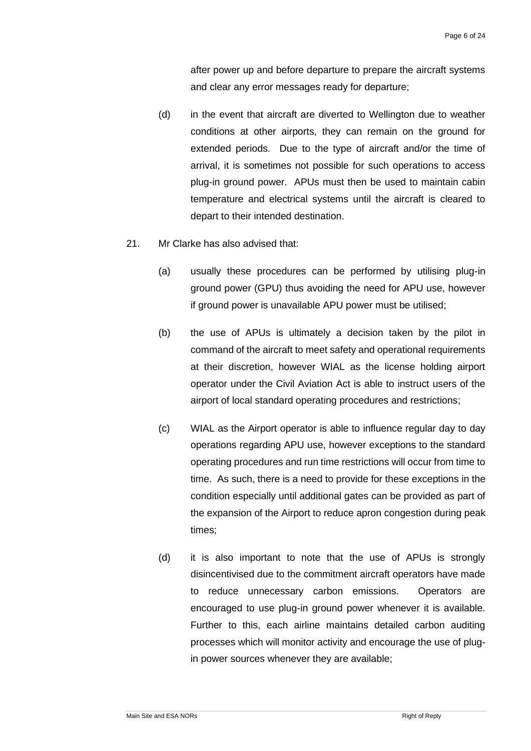after power up and before departure to prepare the aircraft systems and clear any error messages ready for departure;

(d) in the event that aircraft are diverted to Wellington due to weather conditions at other airports, they can remain on the ground for extended periods. Due to the type of aircraft and/or the time of arrival, it is sometimes not possible for such operations to access plug-in ground power. APUs must then be used to maintain cabin temperature and electrical systems until the aircraft is cleared to depart to their intended destination.

21. Mr Clarke has also advised that:

(a) usually these procedures can be performed by utilising plug-in ground power (GPU) thus avoiding the need for APU use, however if ground power is unavailable APU power must be utilised;

(b) the use of APUs is ultimately a decision taken by the pilot in command of the aircraft to meet safety and operational requirements at their discretion, however WIAL as the license holding airport operator under the Civil Aviation Act is able to instruct users of the airport of local standard operating procedures and restrictions;

(c) WIAL as the Airport operator is able to influence regular day to day operations regarding APU use, however exceptions to the standard operating procedures and run time restrictions will occur from time to time. As such, there is a need to provide for these exceptions in the condition especially until additional gates can be provided as part of the expansion of the Airport to reduce apron congestion during peak times;

(d) it is also important to note that the use of APUs is strongly disincentivised due to the commitment aircraft operators have made to reduce unnecessary carbon emissions. Operators are encouraged to use plug-in ground power whenever it is available. Further to this, each airline maintains detailed carbon auditing processes which will monitor activity and encourage the use of plug-in power sources whenever they are available;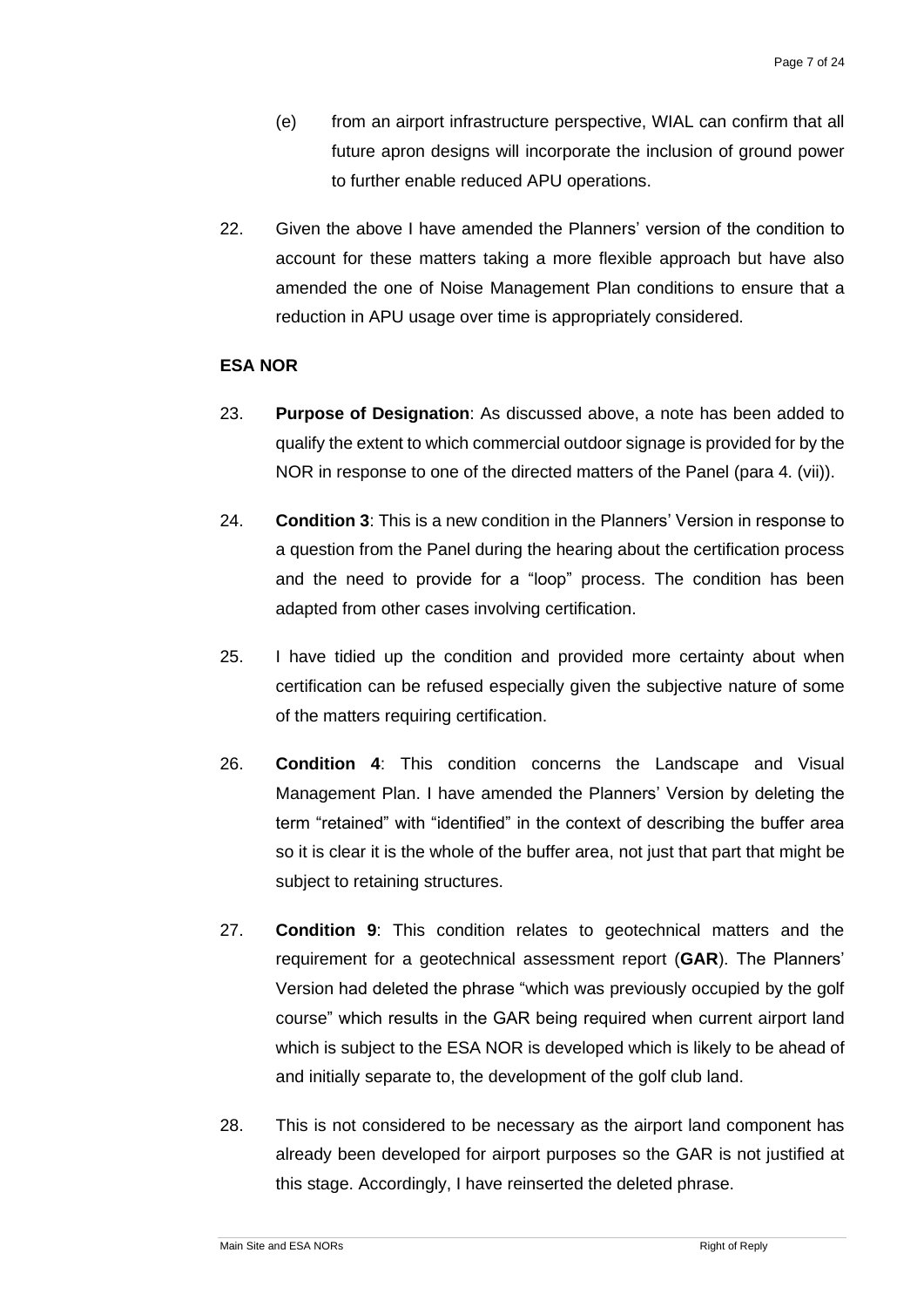(e) from an airport infrastructure perspective, WIAL can confirm that all future apron designs will incorporate the inclusion of ground power to further enable reduced APU operations.

22. Given the above I have amended the Planners' version of the condition to account for these matters taking a more flexible approach but have also amended the one of Noise Management Plan conditions to ensure that a reduction in APU usage over time is appropriately considered.

**ESA NOR**

23. **Purpose of Designation**: As discussed above, a note has been added to qualify the extent to which commercial outdoor signage is provided for by the NOR in response to one of the directed matters of the Panel (para 4. (vii)).

24. **Condition 3**: This is a new condition in the Planners' Version in response to a question from the Panel during the hearing about the certification process and the need to provide for a "loop" process. The condition has been adapted from other cases involving certification.

25. I have tidied up the condition and provided more certainty about when certification can be refused especially given the subjective nature of some of the matters requiring certification.

26. **Condition 4**: This condition concerns the Landscape and Visual Management Plan. I have amended the Planners' Version by deleting the term "retained" with "identified" in the context of describing the buffer area so it is clear it is the whole of the buffer area, not just that part that might be subject to retaining structures.

27. **Condition 9**: This condition relates to geotechnical matters and the requirement for a geotechnical assessment report (**GAR**). The Planners' Version had deleted the phrase "which was previously occupied by the golf course" which results in the GAR being required when current airport land which is subject to the ESA NOR is developed which is likely to be ahead of and initially separate to, the development of the golf club land.

28. This is not considered to be necessary as the airport land component has already been developed for airport purposes so the GAR is not justified at this stage. Accordingly, I have reinserted the deleted phrase.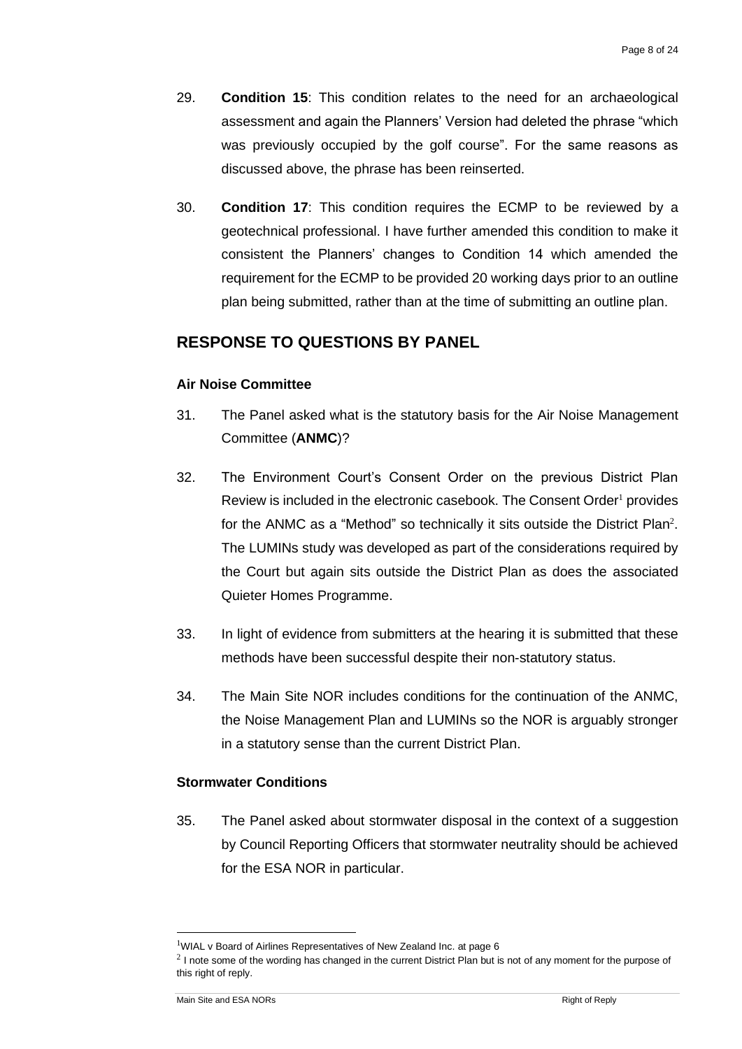29. **Condition 15**: This condition relates to the need for an archaeological assessment and again the Planners' Version had deleted the phrase "which was previously occupied by the golf course". For the same reasons as discussed above, the phrase has been reinserted.

30. **Condition 17**: This condition requires the ECMP to be reviewed by a geotechnical professional. I have further amended this condition to make it consistent the Planners' changes to Condition 14 which amended the requirement for the ECMP to be provided 20 working days prior to an outline plan being submitted, rather than at the time of submitting an outline plan.

## RESPONSE TO QUESTIONS BY PANEL

### Air Noise Committee

31. The Panel asked what is the statutory basis for the Air Noise Management Committee (**ANMC**)?

32. The Environment Court's Consent Order on the previous District Plan Review is included in the electronic casebook. The Consent Order[1] provides for the ANMC as a "Method" so technically it sits outside the District Plan[2]. The LUMINs study was developed as part of the considerations required by the Court but again sits outside the District Plan as does the associated Quieter Homes Programme.

33. In light of evidence from submitters at the hearing it is submitted that these methods have been successful despite their non-statutory status.

34. The Main Site NOR includes conditions for the continuation of the ANMC, the Noise Management Plan and LUMINs so the NOR is arguably stronger in a statutory sense than the current District Plan.

### Stormwater Conditions

35. The Panel asked about stormwater disposal in the context of a suggestion by Council Reporting Officers that stormwater neutrality should be achieved for the ESA NOR in particular.

---

[1] WIAL v Board of Airlines Representatives of New Zealand Inc. at page 6

[2] I note some of the wording has changed in the current District Plan but is not of any moment for the purpose of this right of reply.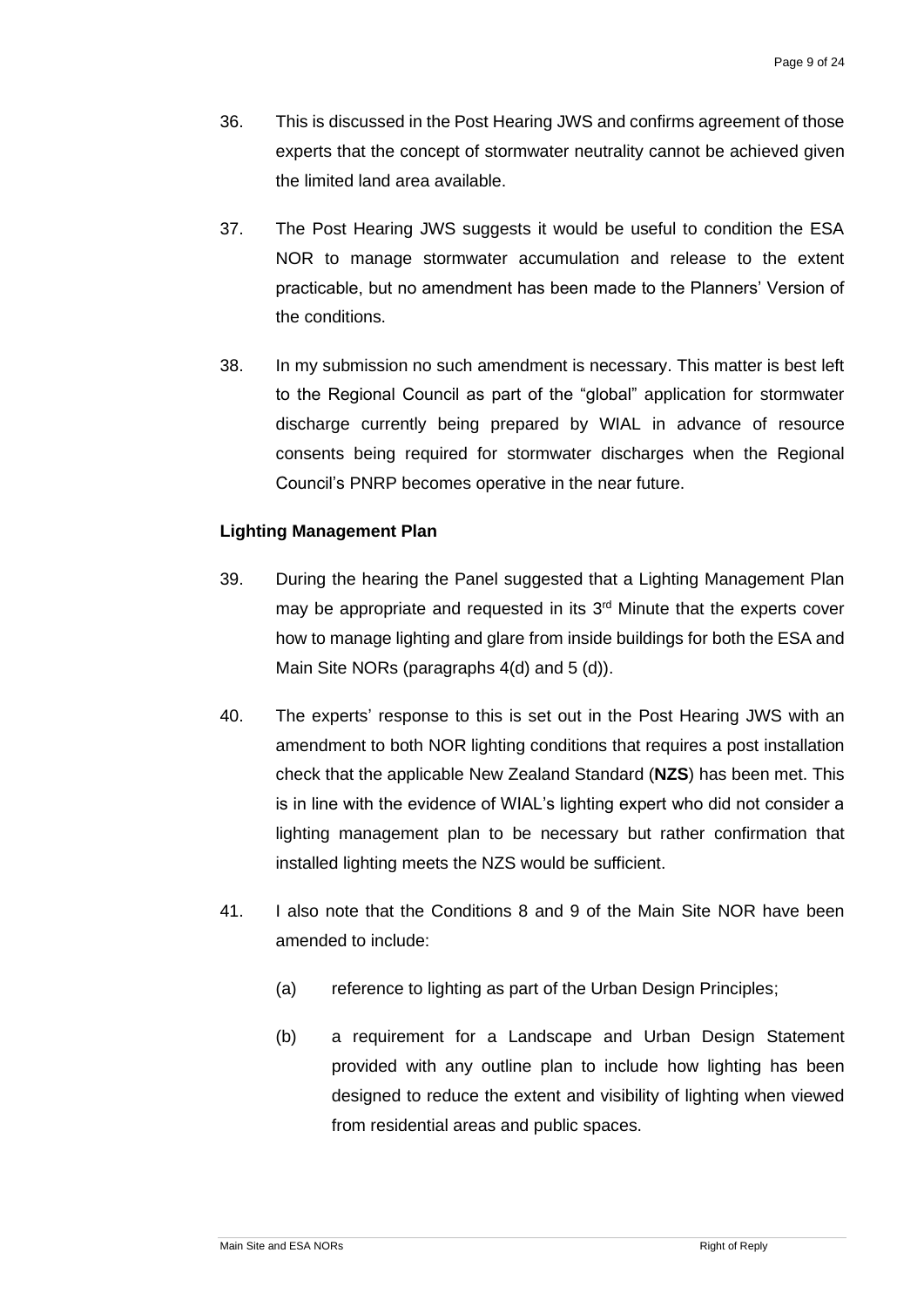36. This is discussed in the Post Hearing JWS and confirms agreement of those experts that the concept of stormwater neutrality cannot be achieved given the limited land area available.

37. The Post Hearing JWS suggests it would be useful to condition the ESA NOR to manage stormwater accumulation and release to the extent practicable, but no amendment has been made to the Planners' Version of the conditions.

38. In my submission no such amendment is necessary. This matter is best left to the Regional Council as part of the "global" application for stormwater discharge currently being prepared by WIAL in advance of resource consents being required for stormwater discharges when the Regional Council's PNRP becomes operative in the near future.

**Lighting Management Plan**

39. During the hearing the Panel suggested that a Lighting Management Plan may be appropriate and requested in its 3rd Minute that the experts cover how to manage lighting and glare from inside buildings for both the ESA and Main Site NORs (paragraphs 4(d) and 5 (d)).

40. The experts' response to this is set out in the Post Hearing JWS with an amendment to both NOR lighting conditions that requires a post installation check that the applicable New Zealand Standard (**NZS**) has been met. This is in line with the evidence of WIAL's lighting expert who did not consider a lighting management plan to be necessary but rather confirmation that installed lighting meets the NZS would be sufficient.

41. I also note that the Conditions 8 and 9 of the Main Site NOR have been amended to include:

    (a) reference to lighting as part of the Urban Design Principles;

    (b) a requirement for a Landscape and Urban Design Statement provided with any outline plan to include how lighting has been designed to reduce the extent and visibility of lighting when viewed from residential areas and public spaces.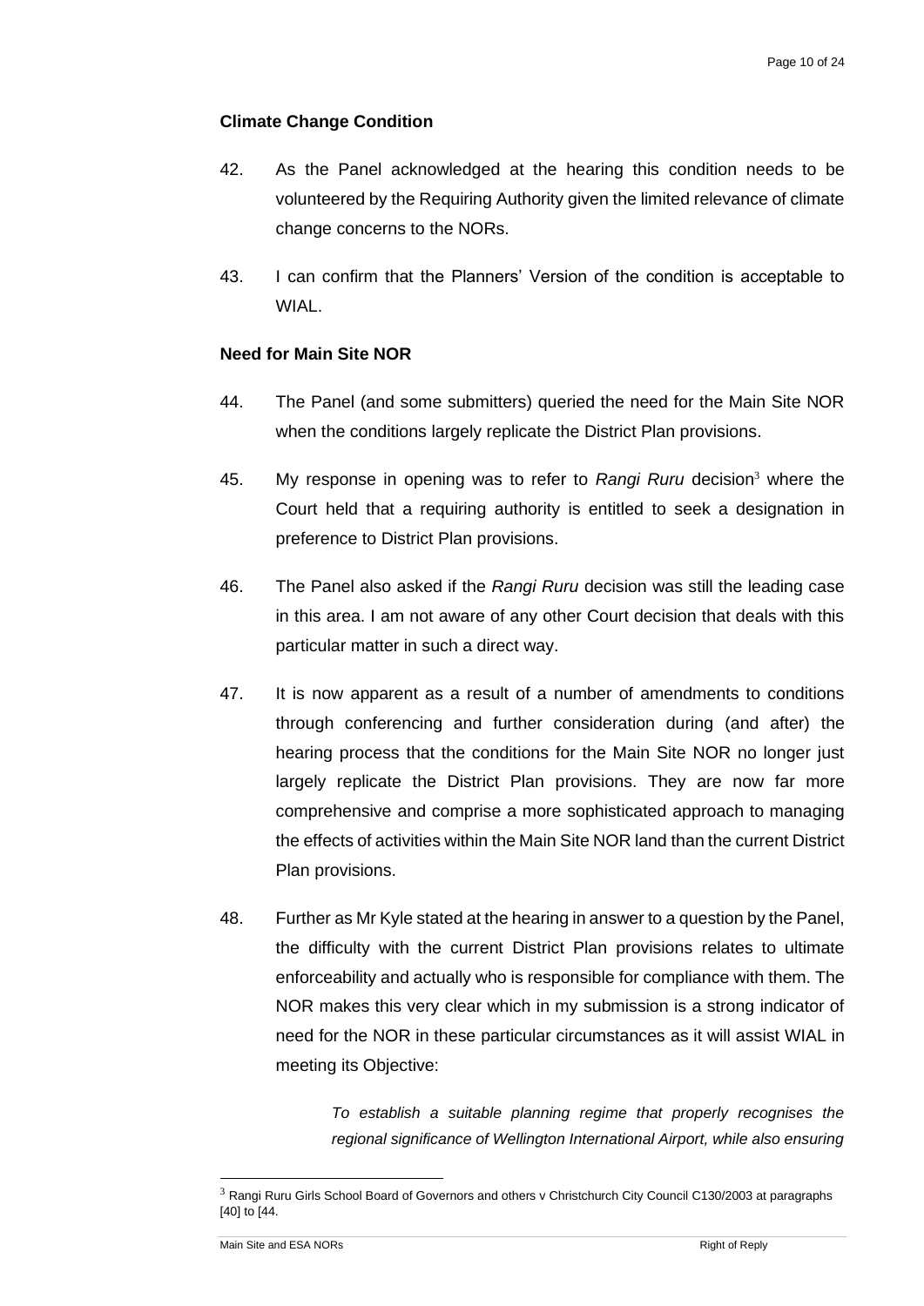**Climate Change Condition**

42. As the Panel acknowledged at the hearing this condition needs to be volunteered by the Requiring Authority given the limited relevance of climate change concerns to the NORs.

43. I can confirm that the Planners' Version of the condition is acceptable to WIAL.

**Need for Main Site NOR**

44. The Panel (and some submitters) queried the need for the Main Site NOR when the conditions largely replicate the District Plan provisions.

45. My response in opening was to refer to *Rangi Ruru* decision[3] where the Court held that a requiring authority is entitled to seek a designation in preference to District Plan provisions.

46. The Panel also asked if the *Rangi Ruru* decision was still the leading case in this area. I am not aware of any other Court decision that deals with this particular matter in such a direct way.

47. It is now apparent as a result of a number of amendments to conditions through conferencing and further consideration during (and after) the hearing process that the conditions for the Main Site NOR no longer just largely replicate the District Plan provisions. They are now far more comprehensive and comprise a more sophisticated approach to managing the effects of activities within the Main Site NOR land than the current District Plan provisions.

48. Further as Mr Kyle stated at the hearing in answer to a question by the Panel, the difficulty with the current District Plan provisions relates to ultimate enforceability and actually who is responsible for compliance with them. The NOR makes this very clear which in my submission is a strong indicator of need for the NOR in these particular circumstances as it will assist WIAL in meeting its Objective:

> *To establish a suitable planning regime that properly recognises the regional significance of Wellington International Airport, while also ensuring*

[3] Rangi Ruru Girls School Board of Governors and others v Christchurch City Council C130/2003 at paragraphs [40] to [44.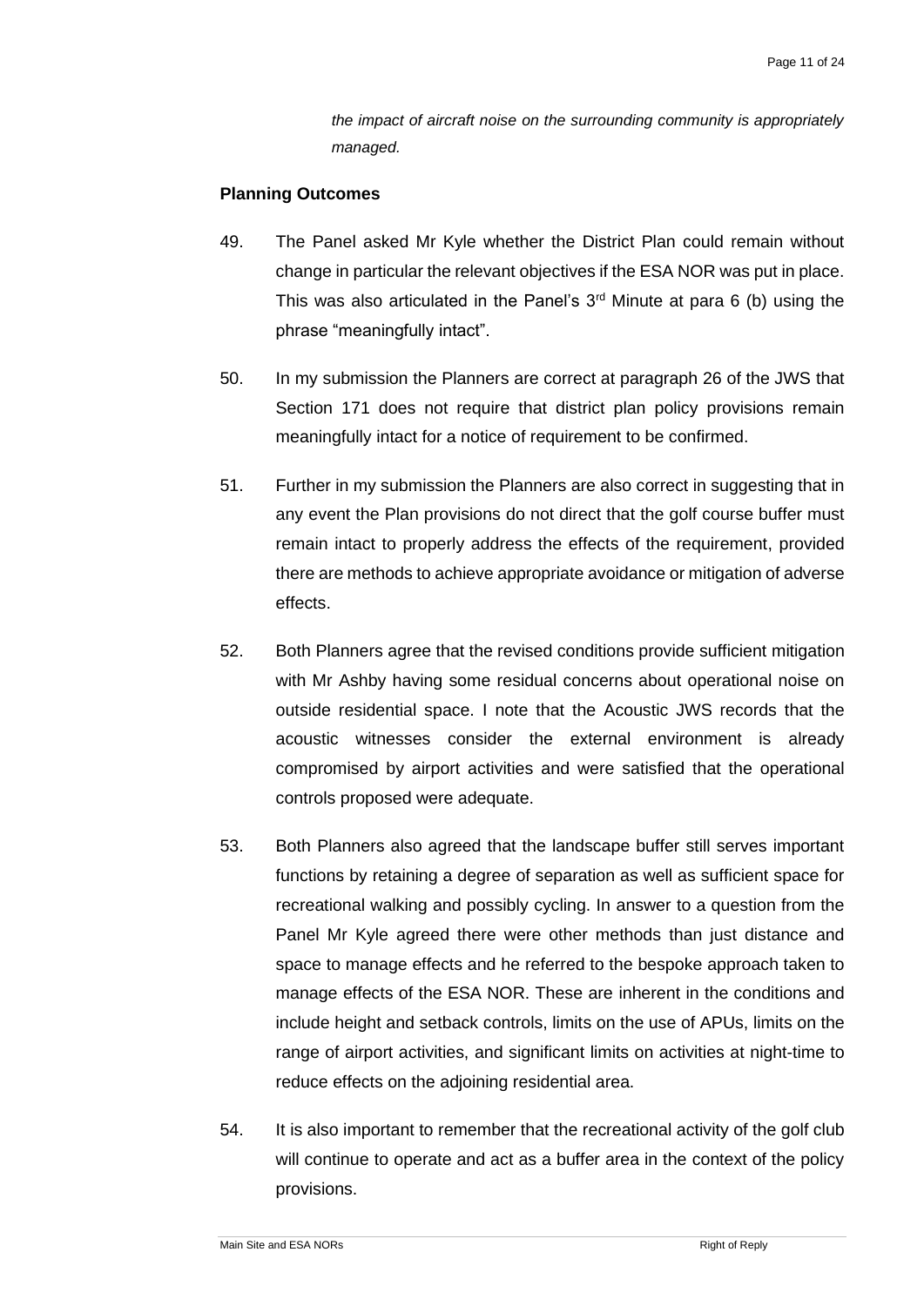*the impact of aircraft noise on the surrounding community is appropriately managed.*

**Planning Outcomes**

49. The Panel asked Mr Kyle whether the District Plan could remain without change in particular the relevant objectives if the ESA NOR was put in place. This was also articulated in the Panel's 3rd Minute at para 6 (b) using the phrase "meaningfully intact".

50. In my submission the Planners are correct at paragraph 26 of the JWS that Section 171 does not require that district plan policy provisions remain meaningfully intact for a notice of requirement to be confirmed.

51. Further in my submission the Planners are also correct in suggesting that in any event the Plan provisions do not direct that the golf course buffer must remain intact to properly address the effects of the requirement, provided there are methods to achieve appropriate avoidance or mitigation of adverse effects.

52. Both Planners agree that the revised conditions provide sufficient mitigation with Mr Ashby having some residual concerns about operational noise on outside residential space. I note that the Acoustic JWS records that the acoustic witnesses consider the external environment is already compromised by airport activities and were satisfied that the operational controls proposed were adequate.

53. Both Planners also agreed that the landscape buffer still serves important functions by retaining a degree of separation as well as sufficient space for recreational walking and possibly cycling. In answer to a question from the Panel Mr Kyle agreed there were other methods than just distance and space to manage effects and he referred to the bespoke approach taken to manage effects of the ESA NOR. These are inherent in the conditions and include height and setback controls, limits on the use of APUs, limits on the range of airport activities, and significant limits on activities at night-time to reduce effects on the adjoining residential area.

54. It is also important to remember that the recreational activity of the golf club will continue to operate and act as a buffer area in the context of the policy provisions.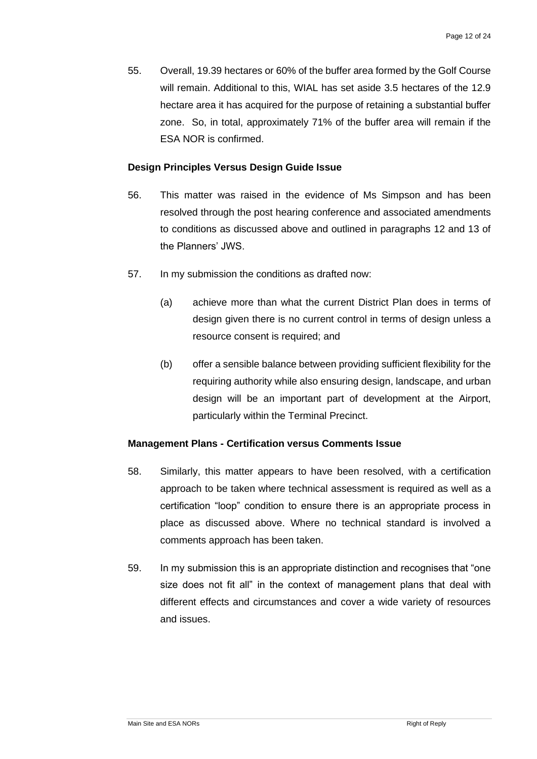55. Overall, 19.39 hectares or 60% of the buffer area formed by the Golf Course will remain. Additional to this, WIAL has set aside 3.5 hectares of the 12.9 hectare area it has acquired for the purpose of retaining a substantial buffer zone. So, in total, approximately 71% of the buffer area will remain if the ESA NOR is confirmed.

**Design Principles Versus Design Guide Issue**

56. This matter was raised in the evidence of Ms Simpson and has been resolved through the post hearing conference and associated amendments to conditions as discussed above and outlined in paragraphs 12 and 13 of the Planners' JWS.

57. In my submission the conditions as drafted now:

   (a) achieve more than what the current District Plan does in terms of design given there is no current control in terms of design unless a resource consent is required; and

   (b) offer a sensible balance between providing sufficient flexibility for the requiring authority while also ensuring design, landscape, and urban design will be an important part of development at the Airport, particularly within the Terminal Precinct.

**Management Plans - Certification versus Comments Issue**

58. Similarly, this matter appears to have been resolved, with a certification approach to be taken where technical assessment is required as well as a certification "loop" condition to ensure there is an appropriate process in place as discussed above. Where no technical standard is involved a comments approach has been taken.

59. In my submission this is an appropriate distinction and recognises that "one size does not fit all" in the context of management plans that deal with different effects and circumstances and cover a wide variety of resources and issues.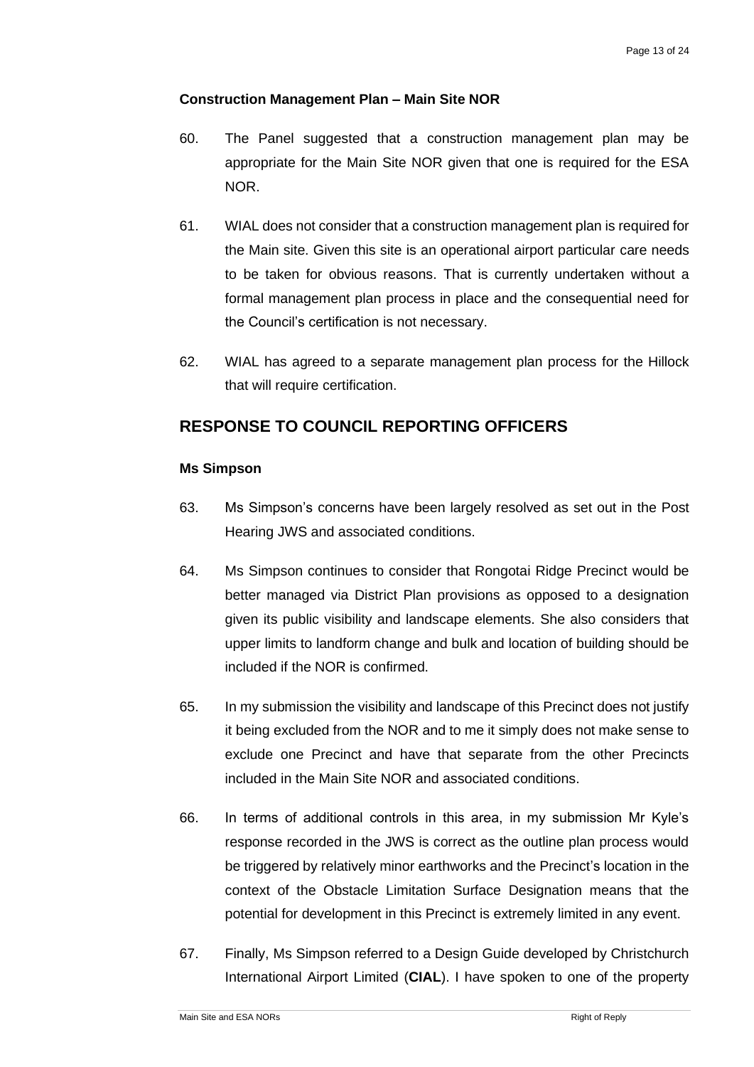**Construction Management Plan – Main Site NOR**

60. The Panel suggested that a construction management plan may be appropriate for the Main Site NOR given that one is required for the ESA NOR.

61. WIAL does not consider that a construction management plan is required for the Main site. Given this site is an operational airport particular care needs to be taken for obvious reasons. That is currently undertaken without a formal management plan process in place and the consequential need for the Council's certification is not necessary.

62. WIAL has agreed to a separate management plan process for the Hillock that will require certification.

## RESPONSE TO COUNCIL REPORTING OFFICERS

**Ms Simpson**

63. Ms Simpson's concerns have been largely resolved as set out in the Post Hearing JWS and associated conditions.

64. Ms Simpson continues to consider that Rongotai Ridge Precinct would be better managed via District Plan provisions as opposed to a designation given its public visibility and landscape elements. She also considers that upper limits to landform change and bulk and location of building should be included if the NOR is confirmed.

65. In my submission the visibility and landscape of this Precinct does not justify it being excluded from the NOR and to me it simply does not make sense to exclude one Precinct and have that separate from the other Precincts included in the Main Site NOR and associated conditions.

66. In terms of additional controls in this area, in my submission Mr Kyle's response recorded in the JWS is correct as the outline plan process would be triggered by relatively minor earthworks and the Precinct's location in the context of the Obstacle Limitation Surface Designation means that the potential for development in this Precinct is extremely limited in any event.

67. Finally, Ms Simpson referred to a Design Guide developed by Christchurch International Airport Limited (**CIAL**). I have spoken to one of the property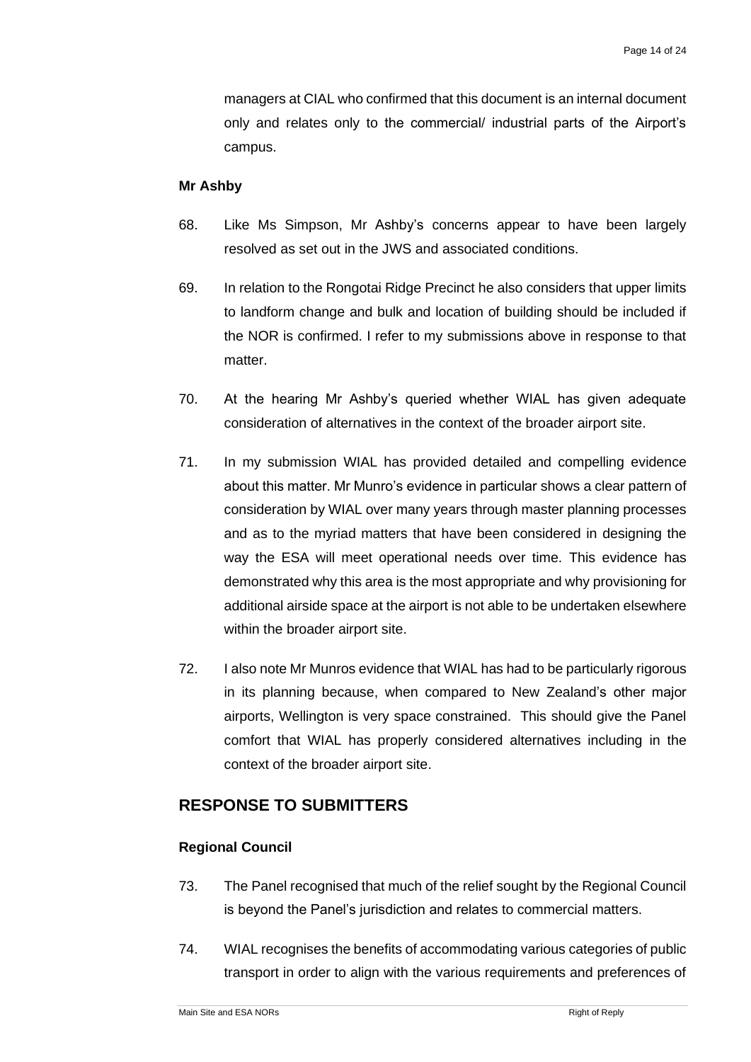managers at CIAL who confirmed that this document is an internal document only and relates only to the commercial/ industrial parts of the Airport's campus.

**Mr Ashby**

68. Like Ms Simpson, Mr Ashby's concerns appear to have been largely resolved as set out in the JWS and associated conditions.

69. In relation to the Rongotai Ridge Precinct he also considers that upper limits to landform change and bulk and location of building should be included if the NOR is confirmed. I refer to my submissions above in response to that matter.

70. At the hearing Mr Ashby's queried whether WIAL has given adequate consideration of alternatives in the context of the broader airport site.

71. In my submission WIAL has provided detailed and compelling evidence about this matter. Mr Munro's evidence in particular shows a clear pattern of consideration by WIAL over many years through master planning processes and as to the myriad matters that have been considered in designing the way the ESA will meet operational needs over time. This evidence has demonstrated why this area is the most appropriate and why provisioning for additional airside space at the airport is not able to be undertaken elsewhere within the broader airport site.

72. I also note Mr Munros evidence that WIAL has had to be particularly rigorous in its planning because, when compared to New Zealand's other major airports, Wellington is very space constrained. This should give the Panel comfort that WIAL has properly considered alternatives including in the context of the broader airport site.

## RESPONSE TO SUBMITTERS

**Regional Council**

73. The Panel recognised that much of the relief sought by the Regional Council is beyond the Panel's jurisdiction and relates to commercial matters.

74. WIAL recognises the benefits of accommodating various categories of public transport in order to align with the various requirements and preferences of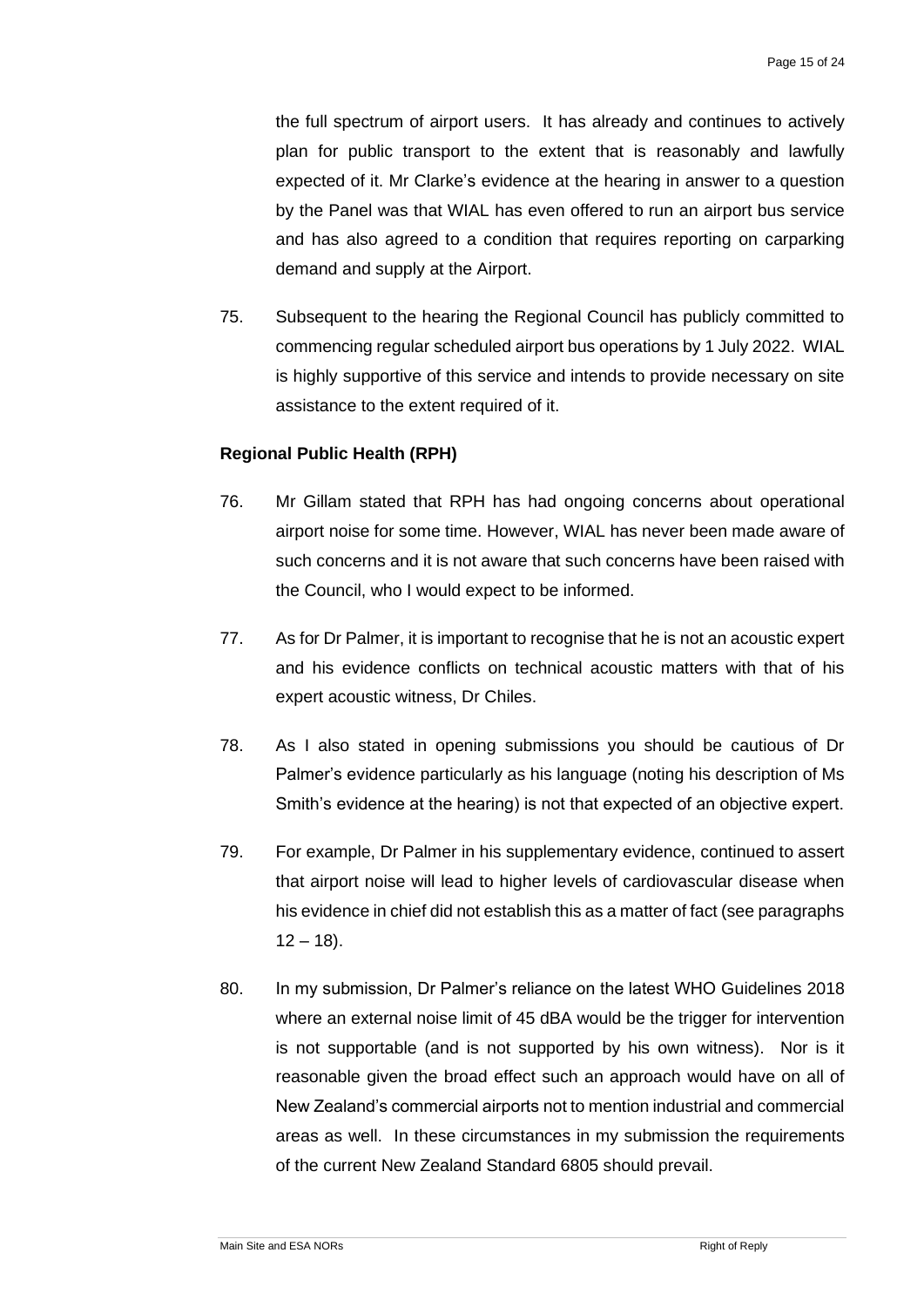the full spectrum of airport users. It has already and continues to actively plan for public transport to the extent that is reasonably and lawfully expected of it. Mr Clarke's evidence at the hearing in answer to a question by the Panel was that WIAL has even offered to run an airport bus service and has also agreed to a condition that requires reporting on carparking demand and supply at the Airport.

75. Subsequent to the hearing the Regional Council has publicly committed to commencing regular scheduled airport bus operations by 1 July 2022. WIAL is highly supportive of this service and intends to provide necessary on site assistance to the extent required of it.

**Regional Public Health (RPH)**

76. Mr Gillam stated that RPH has had ongoing concerns about operational airport noise for some time. However, WIAL has never been made aware of such concerns and it is not aware that such concerns have been raised with the Council, who I would expect to be informed.

77. As for Dr Palmer, it is important to recognise that he is not an acoustic expert and his evidence conflicts on technical acoustic matters with that of his expert acoustic witness, Dr Chiles.

78. As I also stated in opening submissions you should be cautious of Dr Palmer's evidence particularly as his language (noting his description of Ms Smith's evidence at the hearing) is not that expected of an objective expert.

79. For example, Dr Palmer in his supplementary evidence, continued to assert that airport noise will lead to higher levels of cardiovascular disease when his evidence in chief did not establish this as a matter of fact (see paragraphs 12 – 18).

80. In my submission, Dr Palmer's reliance on the latest WHO Guidelines 2018 where an external noise limit of 45 dBA would be the trigger for intervention is not supportable (and is not supported by his own witness). Nor is it reasonable given the broad effect such an approach would have on all of New Zealand's commercial airports not to mention industrial and commercial areas as well. In these circumstances in my submission the requirements of the current New Zealand Standard 6805 should prevail.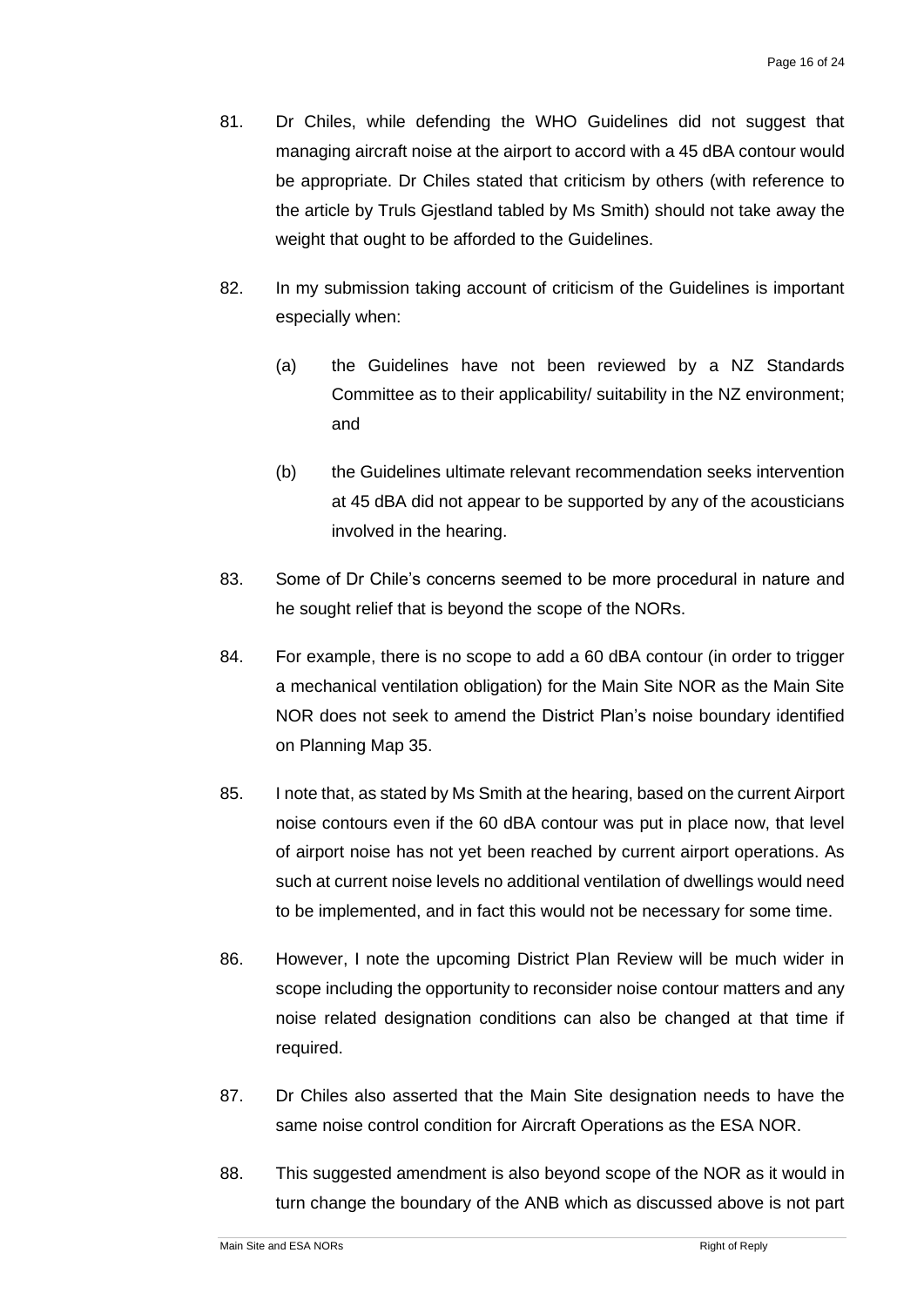81. Dr Chiles, while defending the WHO Guidelines did not suggest that managing aircraft noise at the airport to accord with a 45 dBA contour would be appropriate. Dr Chiles stated that criticism by others (with reference to the article by Truls Gjestland tabled by Ms Smith) should not take away the weight that ought to be afforded to the Guidelines.

82. In my submission taking account of criticism of the Guidelines is important especially when:

    (a) the Guidelines have not been reviewed by a NZ Standards Committee as to their applicability/ suitability in the NZ environment; and

    (b) the Guidelines ultimate relevant recommendation seeks intervention at 45 dBA did not appear to be supported by any of the acousticians involved in the hearing.

83. Some of Dr Chile's concerns seemed to be more procedural in nature and he sought relief that is beyond the scope of the NORs.

84. For example, there is no scope to add a 60 dBA contour (in order to trigger a mechanical ventilation obligation) for the Main Site NOR as the Main Site NOR does not seek to amend the District Plan's noise boundary identified on Planning Map 35.

85. I note that, as stated by Ms Smith at the hearing, based on the current Airport noise contours even if the 60 dBA contour was put in place now, that level of airport noise has not yet been reached by current airport operations. As such at current noise levels no additional ventilation of dwellings would need to be implemented, and in fact this would not be necessary for some time.

86. However, I note the upcoming District Plan Review will be much wider in scope including the opportunity to reconsider noise contour matters and any noise related designation conditions can also be changed at that time if required.

87. Dr Chiles also asserted that the Main Site designation needs to have the same noise control condition for Aircraft Operations as the ESA NOR.

88. This suggested amendment is also beyond scope of the NOR as it would in turn change the boundary of the ANB which as discussed above is not part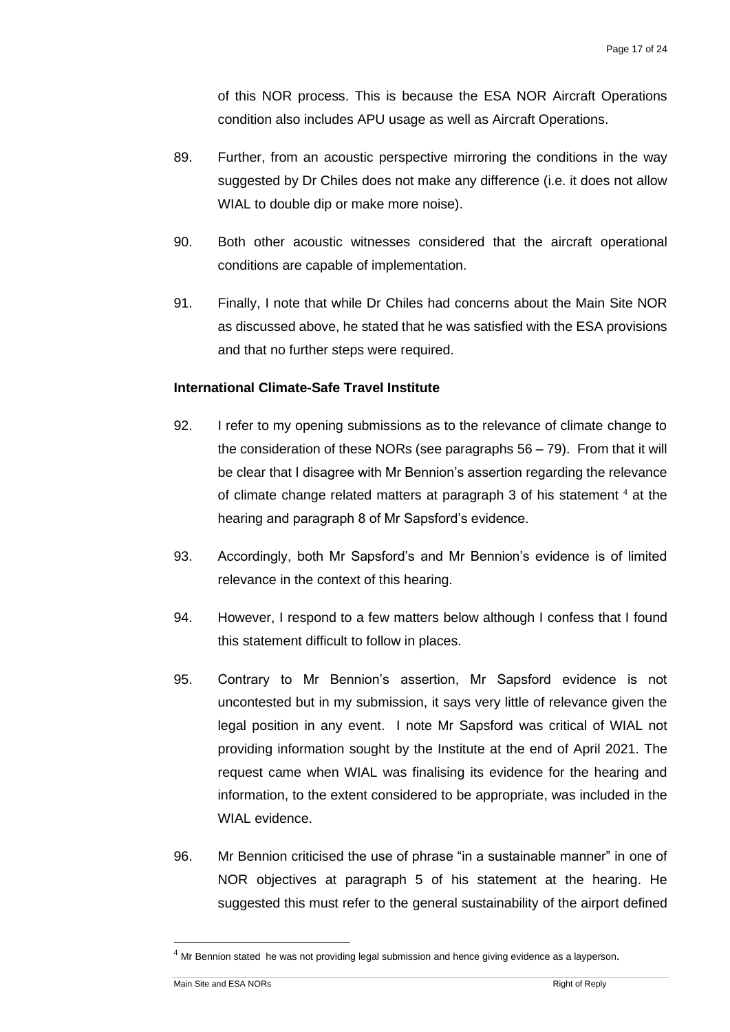of this NOR process. This is because the ESA NOR Aircraft Operations condition also includes APU usage as well as Aircraft Operations.

89. Further, from an acoustic perspective mirroring the conditions in the way suggested by Dr Chiles does not make any difference (i.e. it does not allow WIAL to double dip or make more noise).

90. Both other acoustic witnesses considered that the aircraft operational conditions are capable of implementation.

91. Finally, I note that while Dr Chiles had concerns about the Main Site NOR as discussed above, he stated that he was satisfied with the ESA provisions and that no further steps were required.

**International Climate-Safe Travel Institute**

92. I refer to my opening submissions as to the relevance of climate change to the consideration of these NORs (see paragraphs 56 – 79). From that it will be clear that I disagree with Mr Bennion's assertion regarding the relevance of climate change related matters at paragraph 3 of his statement [4] at the hearing and paragraph 8 of Mr Sapsford's evidence.

93. Accordingly, both Mr Sapsford's and Mr Bennion's evidence is of limited relevance in the context of this hearing.

94. However, I respond to a few matters below although I confess that I found this statement difficult to follow in places.

95. Contrary to Mr Bennion's assertion, Mr Sapsford evidence is not uncontested but in my submission, it says very little of relevance given the legal position in any event. I note Mr Sapsford was critical of WIAL not providing information sought by the Institute at the end of April 2021. The request came when WIAL was finalising its evidence for the hearing and information, to the extent considered to be appropriate, was included in the WIAL evidence.

96. Mr Bennion criticised the use of phrase "in a sustainable manner" in one of NOR objectives at paragraph 5 of his statement at the hearing. He suggested this must refer to the general sustainability of the airport defined

[4] Mr Bennion stated he was not providing legal submission and hence giving evidence as a layperson.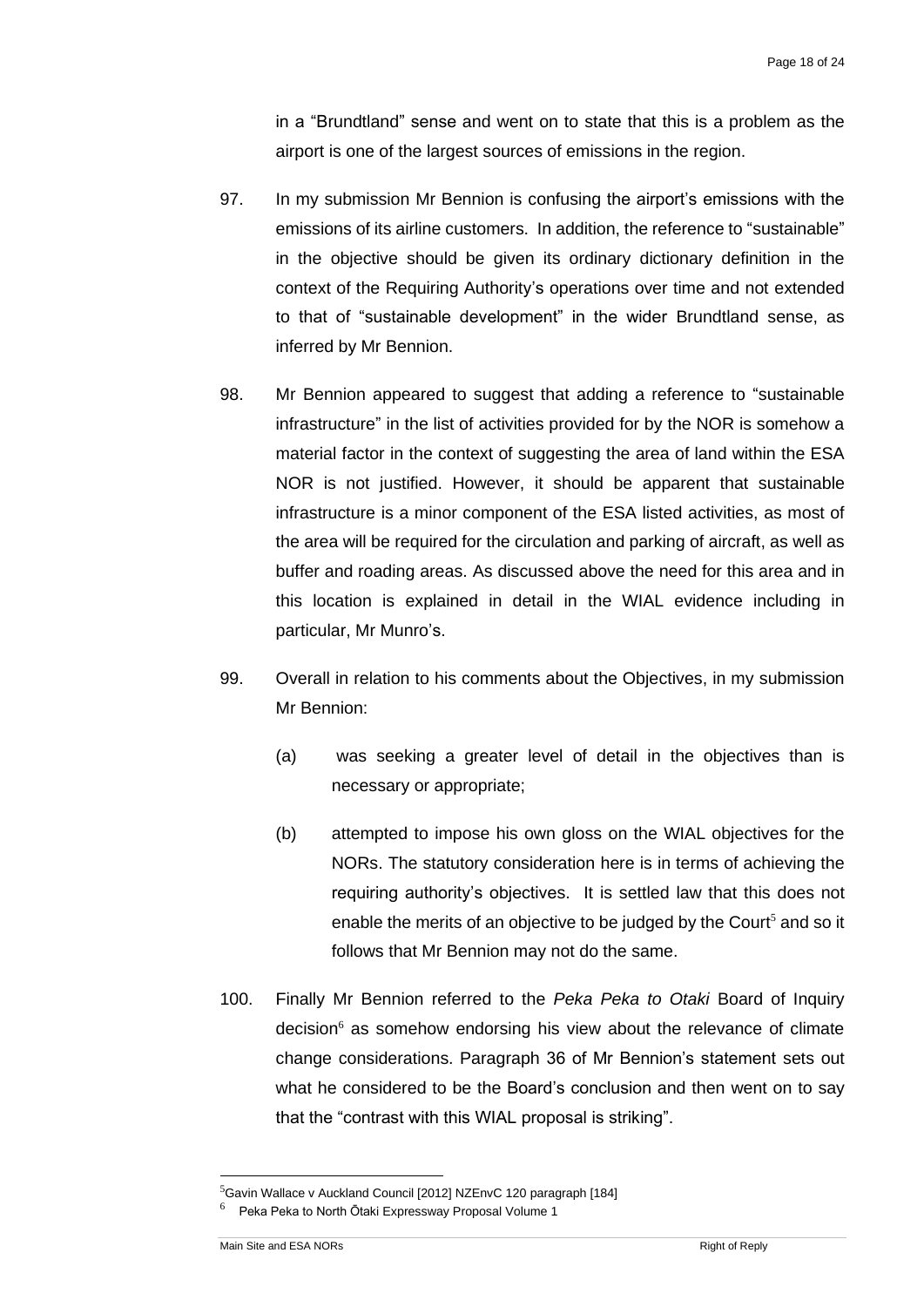in a "Brundtland" sense and went on to state that this is a problem as the airport is one of the largest sources of emissions in the region.

97. In my submission Mr Bennion is confusing the airport's emissions with the emissions of its airline customers. In addition, the reference to "sustainable" in the objective should be given its ordinary dictionary definition in the context of the Requiring Authority's operations over time and not extended to that of "sustainable development" in the wider Brundtland sense, as inferred by Mr Bennion.

98. Mr Bennion appeared to suggest that adding a reference to "sustainable infrastructure" in the list of activities provided for by the NOR is somehow a material factor in the context of suggesting the area of land within the ESA NOR is not justified. However, it should be apparent that sustainable infrastructure is a minor component of the ESA listed activities, as most of the area will be required for the circulation and parking of aircraft, as well as buffer and roading areas. As discussed above the need for this area and in this location is explained in detail in the WIAL evidence including in particular, Mr Munro's.

99. Overall in relation to his comments about the Objectives, in my submission Mr Bennion:

    (a) was seeking a greater level of detail in the objectives than is necessary or appropriate;

    (b) attempted to impose his own gloss on the WIAL objectives for the NORs. The statutory consideration here is in terms of achieving the requiring authority's objectives. It is settled law that this does not enable the merits of an objective to be judged by the Court[5] and so it follows that Mr Bennion may not do the same.

100. Finally Mr Bennion referred to the *Peka Peka to Otaki* Board of Inquiry decision[6] as somehow endorsing his view about the relevance of climate change considerations. Paragraph 36 of Mr Bennion's statement sets out what he considered to be the Board's conclusion and then went on to say that the "contrast with this WIAL proposal is striking".

---

[5] Gavin Wallace v Auckland Council [2012] NZEnvC 120 paragraph [184]

[6] Peka Peka to North Ōtaki Expressway Proposal Volume 1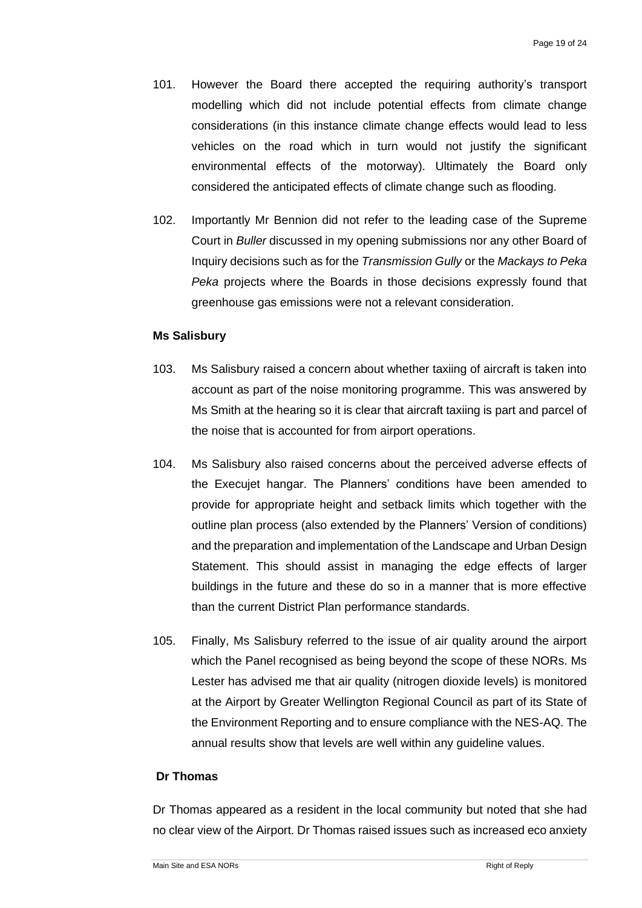101. However the Board there accepted the requiring authority's transport modelling which did not include potential effects from climate change considerations (in this instance climate change effects would lead to less vehicles on the road which in turn would not justify the significant environmental effects of the motorway). Ultimately the Board only considered the anticipated effects of climate change such as flooding.

102. Importantly Mr Bennion did not refer to the leading case of the Supreme Court in *Buller* discussed in my opening submissions nor any other Board of Inquiry decisions such as for the *Transmission Gully* or the *Mackays to Peka Peka* projects where the Boards in those decisions expressly found that greenhouse gas emissions were not a relevant consideration.

### Ms Salisbury

103. Ms Salisbury raised a concern about whether taxiing of aircraft is taken into account as part of the noise monitoring programme. This was answered by Ms Smith at the hearing so it is clear that aircraft taxiing is part and parcel of the noise that is accounted for from airport operations.

104. Ms Salisbury also raised concerns about the perceived adverse effects of the Execujet hangar. The Planners' conditions have been amended to provide for appropriate height and setback limits which together with the outline plan process (also extended by the Planners' Version of conditions) and the preparation and implementation of the Landscape and Urban Design Statement. This should assist in managing the edge effects of larger buildings in the future and these do so in a manner that is more effective than the current District Plan performance standards.

105. Finally, Ms Salisbury referred to the issue of air quality around the airport which the Panel recognised as being beyond the scope of these NORs. Ms Lester has advised me that air quality (nitrogen dioxide levels) is monitored at the Airport by Greater Wellington Regional Council as part of its State of the Environment Reporting and to ensure compliance with the NES-AQ. The annual results show that levels are well within any guideline values.

### Dr Thomas

Dr Thomas appeared as a resident in the local community but noted that she had no clear view of the Airport. Dr Thomas raised issues such as increased eco anxiety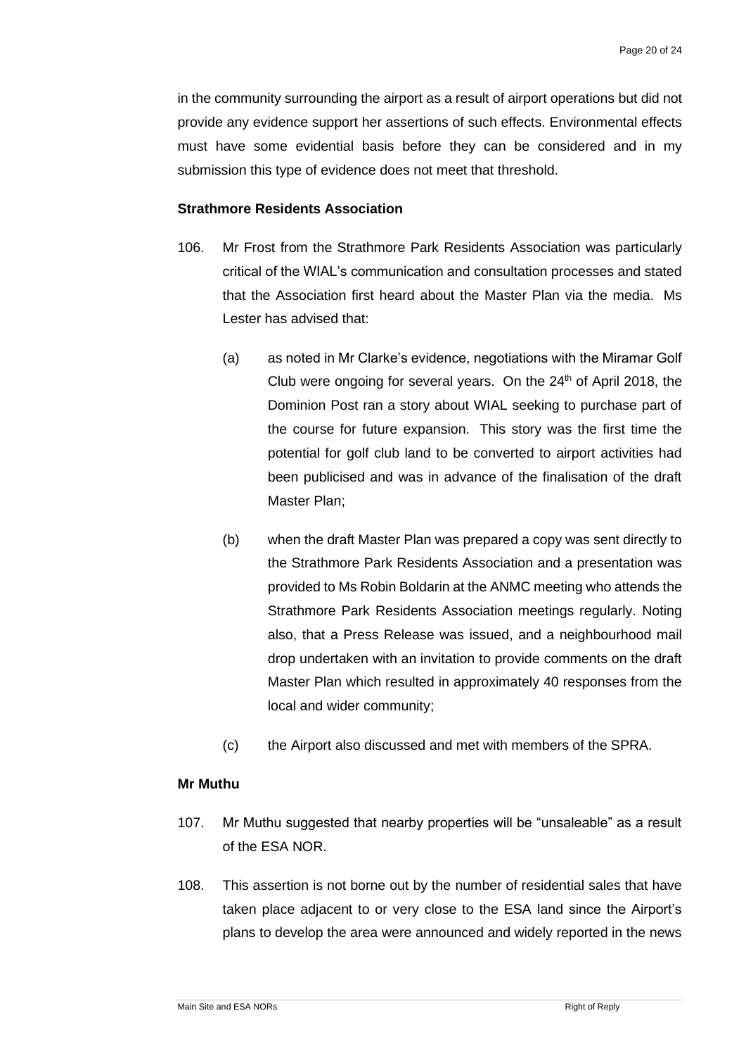in the community surrounding the airport as a result of airport operations but did not provide any evidence support her assertions of such effects. Environmental effects must have some evidential basis before they can be considered and in my submission this type of evidence does not meet that threshold.

**Strathmore Residents Association**

106. Mr Frost from the Strathmore Park Residents Association was particularly critical of the WIAL's communication and consultation processes and stated that the Association first heard about the Master Plan via the media. Ms Lester has advised that:

    (a) as noted in Mr Clarke's evidence, negotiations with the Miramar Golf Club were ongoing for several years. On the 24th of April 2018, the Dominion Post ran a story about WIAL seeking to purchase part of the course for future expansion. This story was the first time the potential for golf club land to be converted to airport activities had been publicised and was in advance of the finalisation of the draft Master Plan;

    (b) when the draft Master Plan was prepared a copy was sent directly to the Strathmore Park Residents Association and a presentation was provided to Ms Robin Boldarin at the ANMC meeting who attends the Strathmore Park Residents Association meetings regularly. Noting also, that a Press Release was issued, and a neighbourhood mail drop undertaken with an invitation to provide comments on the draft Master Plan which resulted in approximately 40 responses from the local and wider community;

    (c) the Airport also discussed and met with members of the SPRA.

**Mr Muthu**

107. Mr Muthu suggested that nearby properties will be "unsaleable" as a result of the ESA NOR.

108. This assertion is not borne out by the number of residential sales that have taken place adjacent to or very close to the ESA land since the Airport's plans to develop the area were announced and widely reported in the news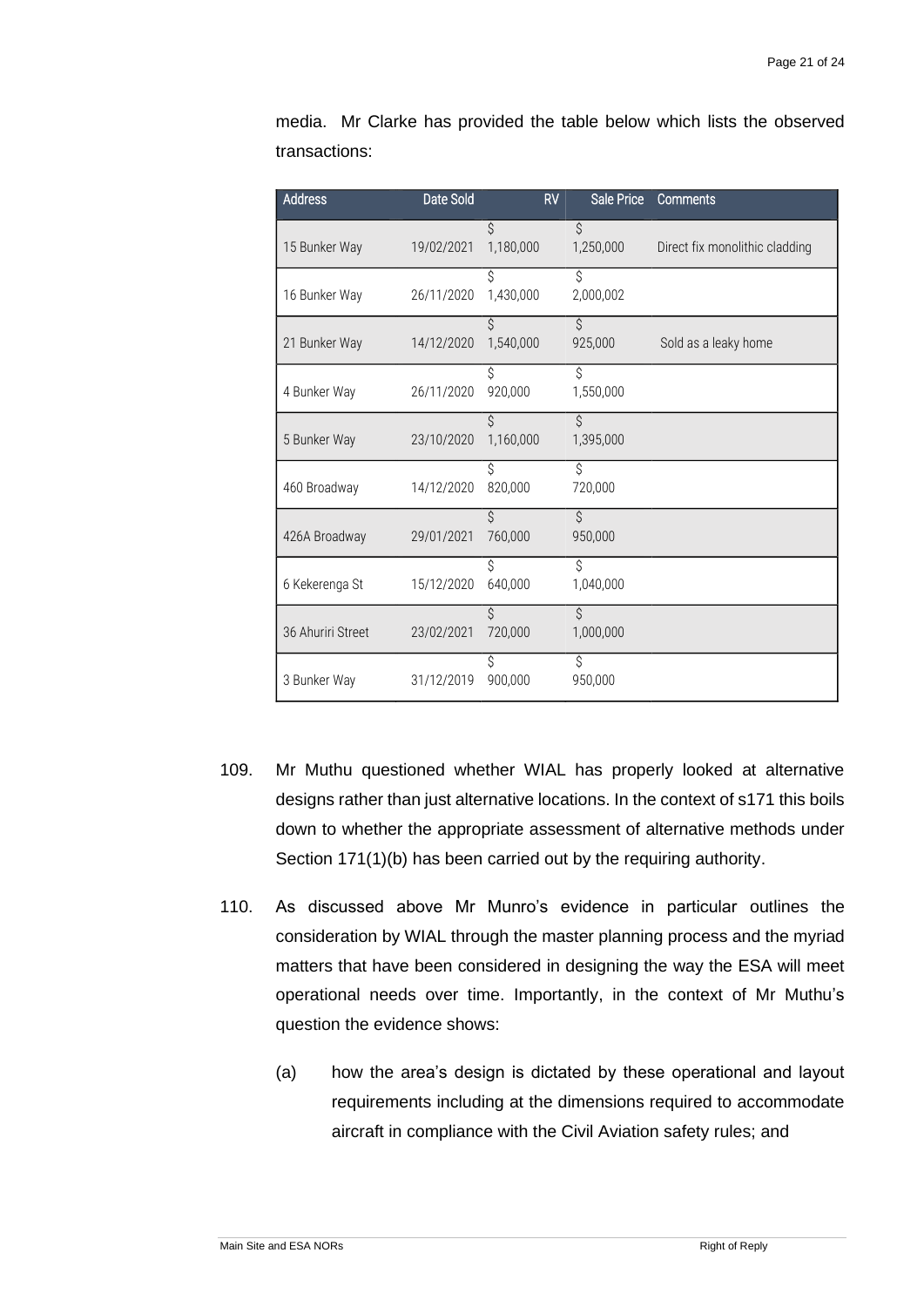media. Mr Clarke has provided the table below which lists the observed transactions:

| Address | Date Sold | RV | Sale Price | Comments |
| --- | --- | --- | --- | --- |
| 15 Bunker Way | 19/02/2021 | $ 1,180,000 | $ 1,250,000 | Direct fix monolithic cladding |
| 16 Bunker Way | 26/11/2020 | $ 1,430,000 | $ 2,000,002 | |
| 21 Bunker Way | 14/12/2020 | $ 1,540,000 | $ 925,000 | Sold as a leaky home |
| 4 Bunker Way | 26/11/2020 | $ 920,000 | $ 1,550,000 | |
| 5 Bunker Way | 23/10/2020 | $ 1,160,000 | $ 1,395,000 | |
| 460 Broadway | 14/12/2020 | $ 820,000 | $ 720,000 | |
| 426A Broadway | 29/01/2021 | $ 760,000 | $ 950,000 | |
| 6 Kekerenga St | 15/12/2020 | $ 640,000 | $ 1,040,000 | |
| 36 Ahuriri Street | 23/02/2021 | $ 720,000 | $ 1,000,000 | |
| 3 Bunker Way | 31/12/2019 | $ 900,000 | $ 950,000 | |

109. Mr Muthu questioned whether WIAL has properly looked at alternative designs rather than just alternative locations. In the context of s171 this boils down to whether the appropriate assessment of alternative methods under Section 171(1)(b) has been carried out by the requiring authority.

110. As discussed above Mr Munro's evidence in particular outlines the consideration by WIAL through the master planning process and the myriad matters that have been considered in designing the way the ESA will meet operational needs over time. Importantly, in the context of Mr Muthu's question the evidence shows:

    (a) how the area's design is dictated by these operational and layout requirements including at the dimensions required to accommodate aircraft in compliance with the Civil Aviation safety rules; and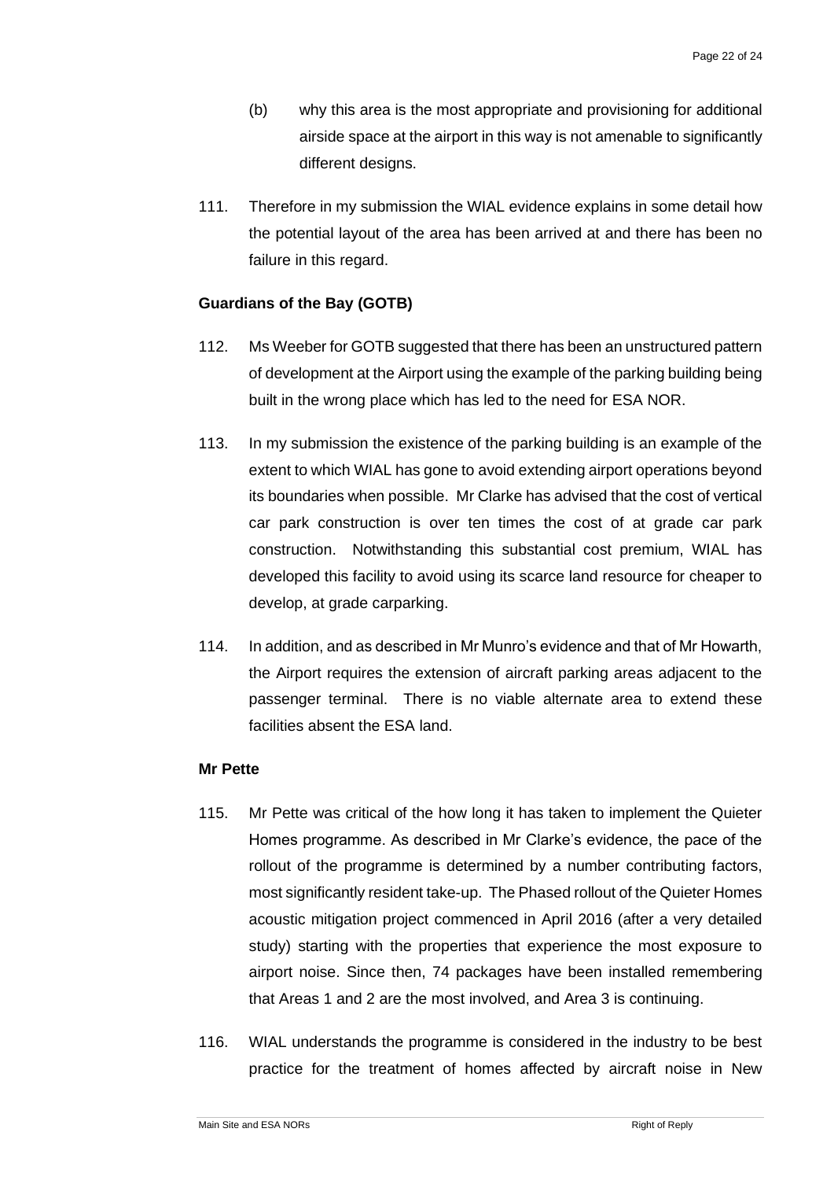(b) why this area is the most appropriate and provisioning for additional airside space at the airport in this way is not amenable to significantly different designs.

111. Therefore in my submission the WIAL evidence explains in some detail how the potential layout of the area has been arrived at and there has been no failure in this regard.

**Guardians of the Bay (GOTB)**

112. Ms Weeber for GOTB suggested that there has been an unstructured pattern of development at the Airport using the example of the parking building being built in the wrong place which has led to the need for ESA NOR.

113. In my submission the existence of the parking building is an example of the extent to which WIAL has gone to avoid extending airport operations beyond its boundaries when possible. Mr Clarke has advised that the cost of vertical car park construction is over ten times the cost of at grade car park construction. Notwithstanding this substantial cost premium, WIAL has developed this facility to avoid using its scarce land resource for cheaper to develop, at grade carparking.

114. In addition, and as described in Mr Munro's evidence and that of Mr Howarth, the Airport requires the extension of aircraft parking areas adjacent to the passenger terminal. There is no viable alternate area to extend these facilities absent the ESA land.

**Mr Pette**

115. Mr Pette was critical of the how long it has taken to implement the Quieter Homes programme. As described in Mr Clarke's evidence, the pace of the rollout of the programme is determined by a number contributing factors, most significantly resident take-up. The Phased rollout of the Quieter Homes acoustic mitigation project commenced in April 2016 (after a very detailed study) starting with the properties that experience the most exposure to airport noise. Since then, 74 packages have been installed remembering that Areas 1 and 2 are the most involved, and Area 3 is continuing.

116. WIAL understands the programme is considered in the industry to be best practice for the treatment of homes affected by aircraft noise in New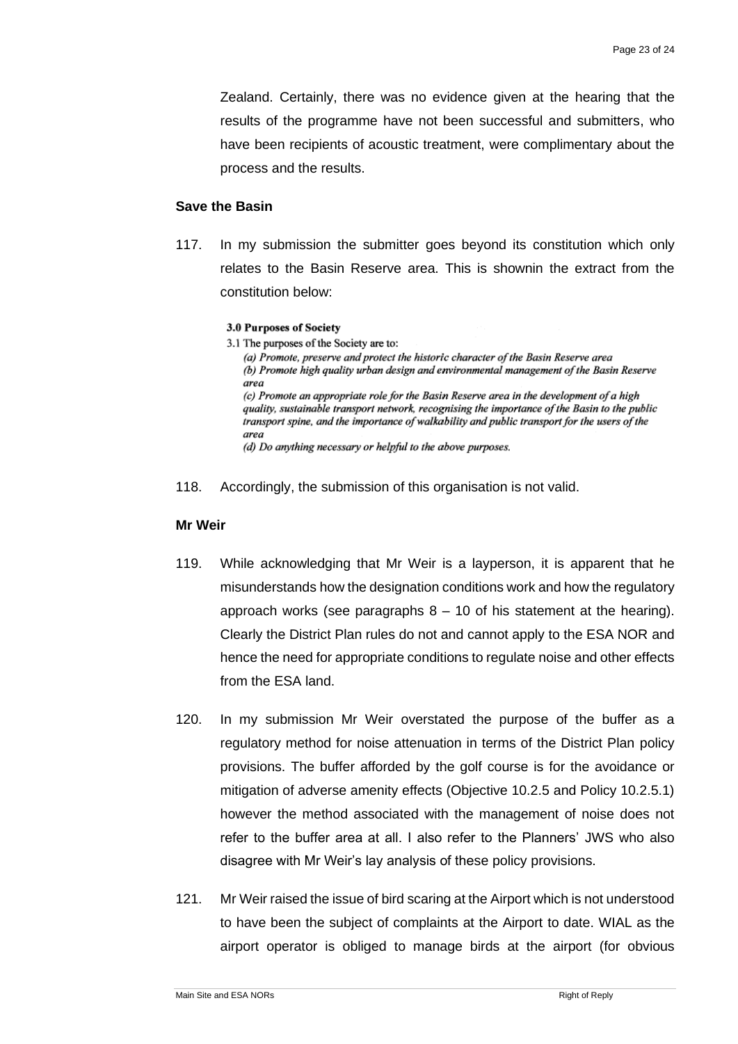Zealand. Certainly, there was no evidence given at the hearing that the results of the programme have not been successful and submitters, who have been recipients of acoustic treatment, were complimentary about the process and the results.

**Save the Basin**

117. In my submission the submitter goes beyond its constitution which only relates to the Basin Reserve area. This is shownin the extract from the constitution below:

> **3.0 Purposes of Society**
>
> 3.1 The purposes of the Society are to:
>
> *(a) Promote, preserve and protect the historic character of the Basin Reserve area*
>
> *(b) Promote high quality urban design and environmental management of the Basin Reserve area*
>
> *(c) Promote an appropriate role for the Basin Reserve area in the development of a high quality, sustainable transport network, recognising the importance of the Basin to the public transport spine, and the importance of walkability and public transport for the users of the area*
>
> *(d) Do anything necessary or helpful to the above purposes.*

118. Accordingly, the submission of this organisation is not valid.

**Mr Weir**

119. While acknowledging that Mr Weir is a layperson, it is apparent that he misunderstands how the designation conditions work and how the regulatory approach works (see paragraphs 8 – 10 of his statement at the hearing). Clearly the District Plan rules do not and cannot apply to the ESA NOR and hence the need for appropriate conditions to regulate noise and other effects from the ESA land.

120. In my submission Mr Weir overstated the purpose of the buffer as a regulatory method for noise attenuation in terms of the District Plan policy provisions. The buffer afforded by the golf course is for the avoidance or mitigation of adverse amenity effects (Objective 10.2.5 and Policy 10.2.5.1) however the method associated with the management of noise does not refer to the buffer area at all. I also refer to the Planners' JWS who also disagree with Mr Weir's lay analysis of these policy provisions.

121. Mr Weir raised the issue of bird scaring at the Airport which is not understood to have been the subject of complaints at the Airport to date. WIAL as the airport operator is obliged to manage birds at the airport (for obvious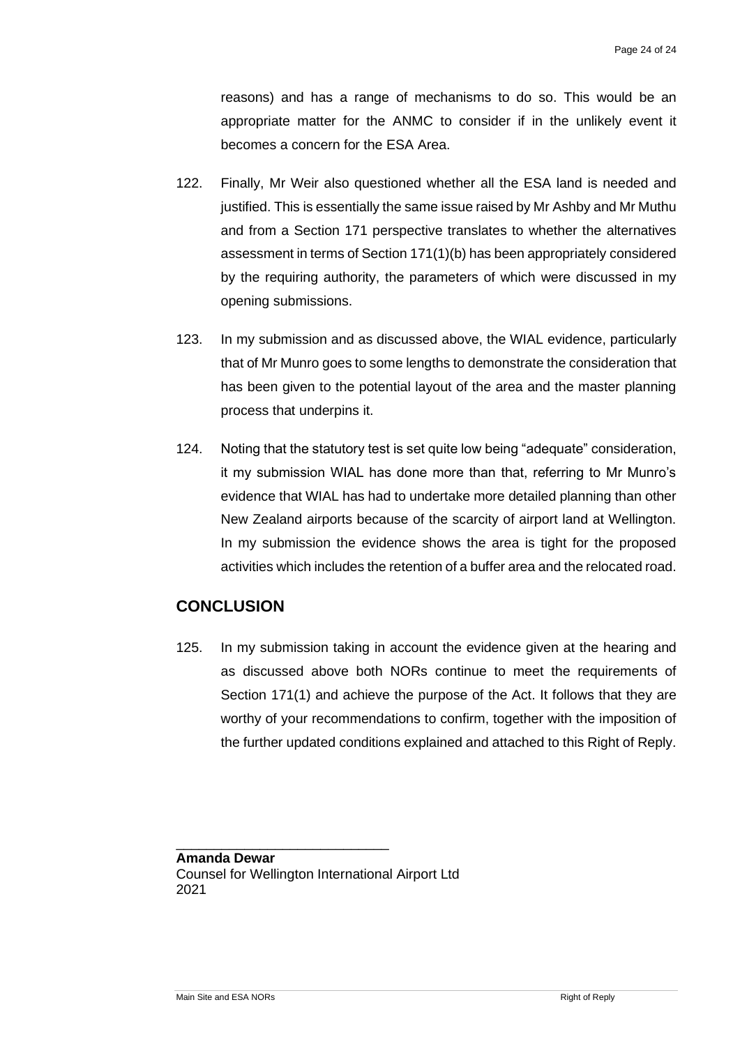reasons) and has a range of mechanisms to do so. This would be an appropriate matter for the ANMC to consider if in the unlikely event it becomes a concern for the ESA Area.

122. Finally, Mr Weir also questioned whether all the ESA land is needed and justified. This is essentially the same issue raised by Mr Ashby and Mr Muthu and from a Section 171 perspective translates to whether the alternatives assessment in terms of Section 171(1)(b) has been appropriately considered by the requiring authority, the parameters of which were discussed in my opening submissions.

123. In my submission and as discussed above, the WIAL evidence, particularly that of Mr Munro goes to some lengths to demonstrate the consideration that has been given to the potential layout of the area and the master planning process that underpins it.

124. Noting that the statutory test is set quite low being "adequate" consideration, it my submission WIAL has done more than that, referring to Mr Munro's evidence that WIAL has had to undertake more detailed planning than other New Zealand airports because of the scarcity of airport land at Wellington. In my submission the evidence shows the area is tight for the proposed activities which includes the retention of a buffer area and the relocated road.

## CONCLUSION

125. In my submission taking in account the evidence given at the hearing and as discussed above both NORs continue to meet the requirements of Section 171(1) and achieve the purpose of the Act. It follows that they are worthy of your recommendations to confirm, together with the imposition of the further updated conditions explained and attached to this Right of Reply.

\_\_\_\_\_\_\_\_\_\_\_\_\_\_\_\_\_\_\_\_\_\_\_\_\_\_\_\_

**Amanda Dewar**
Counsel for Wellington International Airport Ltd
2021